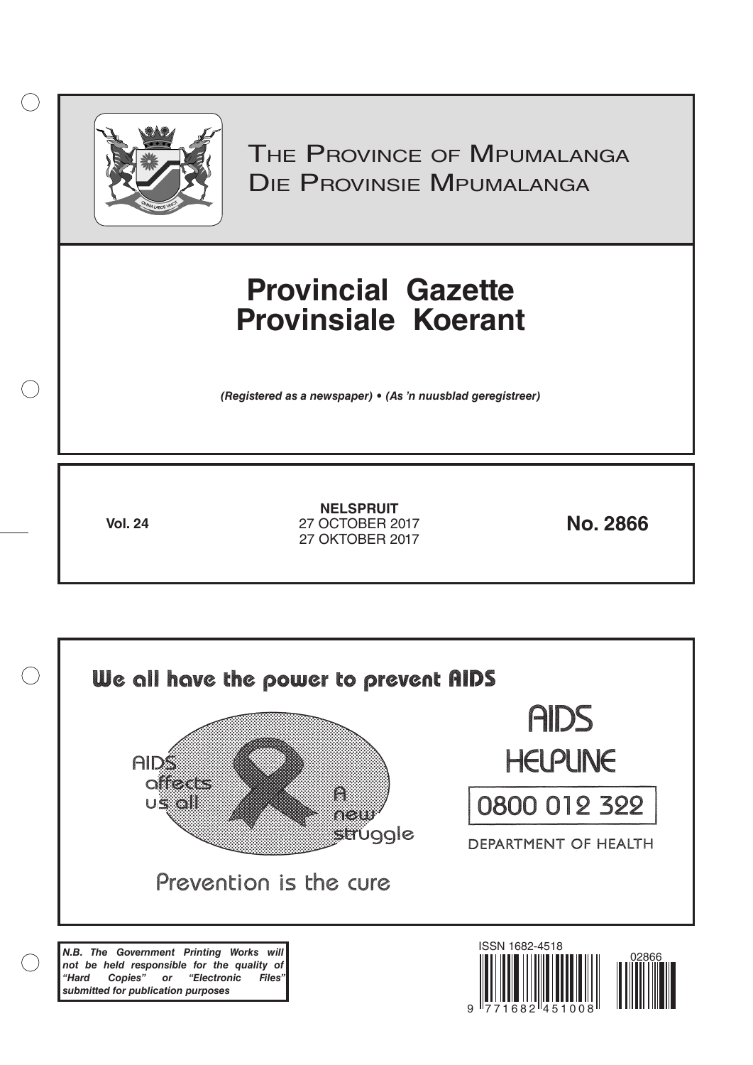# The Province of Mpumalanga
# Die Provinsie Mpumalanga

# Provincial Gazette
# Provinsiale Koerant

*(Registered as a newspaper) • (As 'n nuusblad geregistreer)*

**Vol. 24**

**NELSPRUIT**
27 OCTOBER 2017
27 OKTOBER 2017

**No. 2866**

We all have the power to prevent AIDS

AIDS affects us all

A new struggle

Prevention is the cure

AIDS HELPLINE

0800 012 322

DEPARTMENT OF HEALTH

***N.B. The Government Printing Works will not be held responsible for the quality of "Hard Copies" or "Electronic Files" submitted for publication purposes***

ISSN 1682-4518

02866

9 771682 451008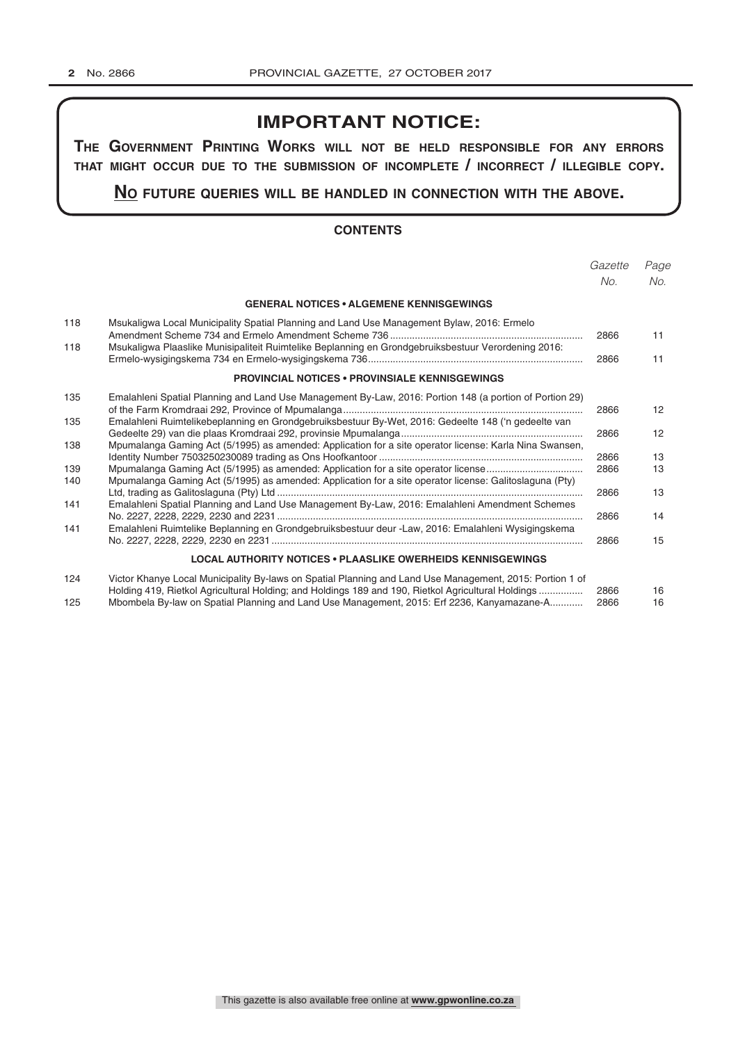# IMPORTANT NOTICE:

**THE GOVERNMENT PRINTING WORKS WILL NOT BE HELD RESPONSIBLE FOR ANY ERRORS THAT MIGHT OCCUR DUE TO THE SUBMISSION OF INCOMPLETE / INCORRECT / ILLEGIBLE COPY.**

**NO FUTURE QUERIES WILL BE HANDLED IN CONNECTION WITH THE ABOVE.**

## CONTENTS

| | | *Gazette No.* | *Page No.* |
|---|---|---|---|
| | **GENERAL NOTICES • ALGEMENE KENNISGEWINGS** | | |
| 118 | Msukaligwa Local Municipality Spatial Planning and Land Use Management Bylaw, 2016: Ermelo Amendment Scheme 734 and Ermelo Amendment Scheme 736 | 2866 | 11 |
| 118 | Msukaligwa Plaaslike Munisipaliteit Ruimtelike Beplanning en Grondgebruiksbestuur Verordening 2016: Ermelo-wysigingskema 734 en Ermelo-wysigingskema 736 | 2866 | 11 |
| | **PROVINCIAL NOTICES • PROVINSIALE KENNISGEWINGS** | | |
| 135 | Emalahleni Spatial Planning and Land Use Management By-Law, 2016: Portion 148 (a portion of Portion 29) of the Farm Kromdraai 292, Province of Mpumalanga | 2866 | 12 |
| 135 | Emalahleni Ruimtelikebeplanning en Grondgebruiksbestuur By-Wet, 2016: Gedeelte 148 ('n gedeelte van Gedeelte 29) van die plaas Kromdraai 292, provinsie Mpumalanga | 2866 | 12 |
| 138 | Mpumalanga Gaming Act (5/1995) as amended: Application for a site operator license: Karla Nina Swansen, Identity Number 7503250230089 trading as Ons Hoofkantoor | 2866 | 13 |
| 139 | Mpumalanga Gaming Act (5/1995) as amended: Application for a site operator license | 2866 | 13 |
| 140 | Mpumalanga Gaming Act (5/1995) as amended: Application for a site operator license: Galitoslaguna (Pty) Ltd, trading as Galitoslaguna (Pty) Ltd | 2866 | 13 |
| 141 | Emalahleni Spatial Planning and Land Use Management By-Law, 2016: Emalahleni Amendment Schemes No. 2227, 2228, 2229, 2230 and 2231 | 2866 | 14 |
| 141 | Emalahleni Ruimtelike Beplanning en Grondgebruiksbestuur deur -Law, 2016: Emalahleni Wysigingskema No. 2227, 2228, 2229, 2230 en 2231 | 2866 | 15 |
| | **LOCAL AUTHORITY NOTICES • PLAASLIKE OWERHEIDS KENNISGEWINGS** | | |
| 124 | Victor Khanye Local Municipality By-laws on Spatial Planning and Land Use Management, 2015: Portion 1 of Holding 419, Rietkol Agricultural Holding; and Holdings 189 and 190, Rietkol Agricultural Holdings | 2866 | 16 |
| 125 | Mbombela By-law on Spatial Planning and Land Use Management, 2015: Erf 2236, Kanyamazane-A | 2866 | 16 |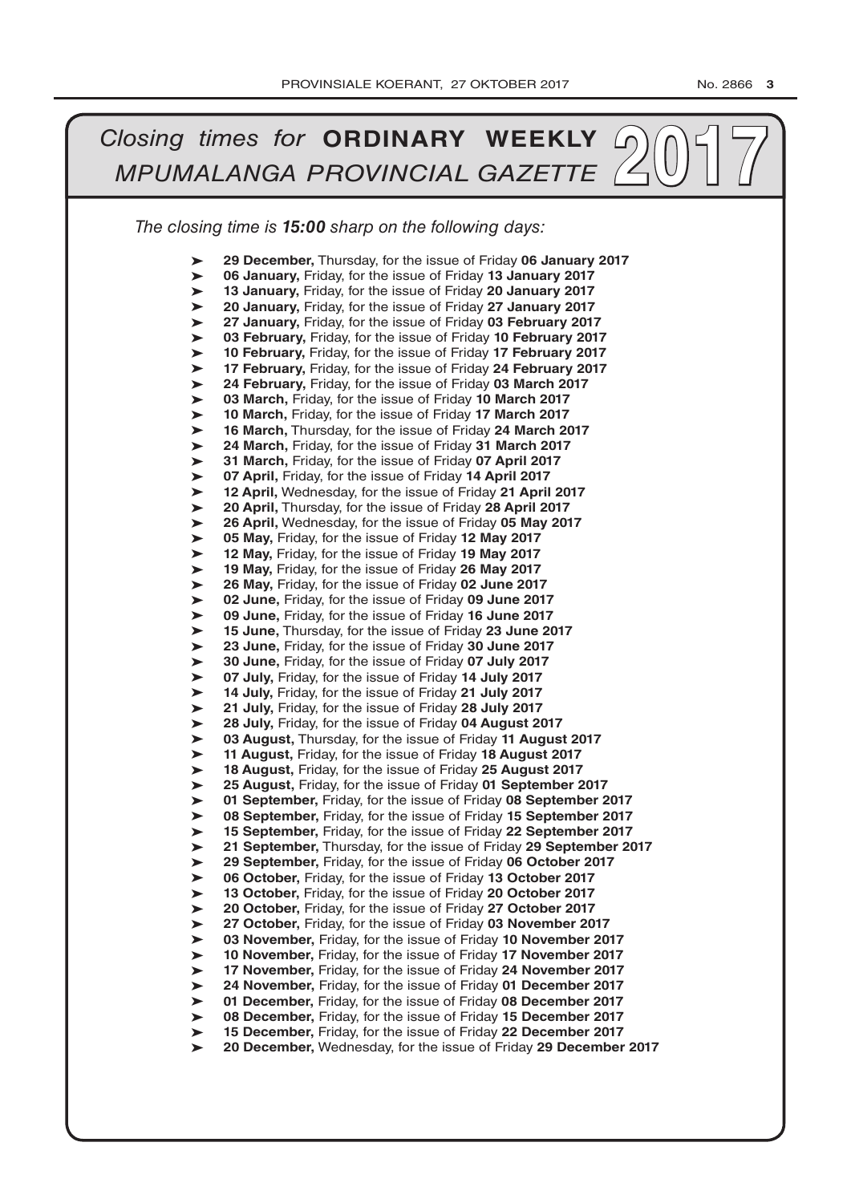# *Closing times for* **ORDINARY WEEKLY** *MPUMALANGA PROVINCIAL GAZETTE* 2017

*The closing time is **15:00** sharp on the following days:*

- **29 December,** Thursday, for the issue of Friday **06 January 2017**
- **06 January,** Friday, for the issue of Friday **13 January 2017**
- **13 January,** Friday, for the issue of Friday **20 January 2017**
- **20 January,** Friday, for the issue of Friday **27 January 2017**
- **27 January,** Friday, for the issue of Friday **03 February 2017**
- **03 February,** Friday, for the issue of Friday **10 February 2017**
- **10 February,** Friday, for the issue of Friday **17 February 2017**
- **17 February,** Friday, for the issue of Friday **24 February 2017**
- **24 February,** Friday, for the issue of Friday **03 March 2017**
- **03 March,** Friday, for the issue of Friday **10 March 2017**
- **10 March,** Friday, for the issue of Friday **17 March 2017**
- **16 March,** Thursday, for the issue of Friday **24 March 2017**
- **24 March,** Friday, for the issue of Friday **31 March 2017**
- **31 March,** Friday, for the issue of Friday **07 April 2017**
- **07 April,** Friday, for the issue of Friday **14 April 2017**
- **12 April,** Wednesday, for the issue of Friday **21 April 2017**
- **20 April,** Thursday, for the issue of Friday **28 April 2017**
- **26 April,** Wednesday, for the issue of Friday **05 May 2017**
- **05 May,** Friday, for the issue of Friday **12 May 2017**
- **12 May,** Friday, for the issue of Friday **19 May 2017**
- **19 May,** Friday, for the issue of Friday **26 May 2017**
- **26 May,** Friday, for the issue of Friday **02 June 2017**
- **02 June,** Friday, for the issue of Friday **09 June 2017**
- **09 June,** Friday, for the issue of Friday **16 June 2017**
- **15 June,** Thursday, for the issue of Friday **23 June 2017**
- **23 June,** Friday, for the issue of Friday **30 June 2017**
- **30 June,** Friday, for the issue of Friday **07 July 2017**
- **07 July,** Friday, for the issue of Friday **14 July 2017**
- **14 July,** Friday, for the issue of Friday **21 July 2017**
- **21 July,** Friday, for the issue of Friday **28 July 2017**
- **28 July,** Friday, for the issue of Friday **04 August 2017**
- **03 August,** Thursday, for the issue of Friday **11 August 2017**
- **11 August,** Friday, for the issue of Friday **18 August 2017**
- **18 August,** Friday, for the issue of Friday **25 August 2017**
- **25 August,** Friday, for the issue of Friday **01 September 2017**
- **01 September,** Friday, for the issue of Friday **08 September 2017**
- **08 September,** Friday, for the issue of Friday **15 September 2017**
- **15 September,** Friday, for the issue of Friday **22 September 2017**
- **21 September,** Thursday, for the issue of Friday **29 September 2017**
- **29 September,** Friday, for the issue of Friday **06 October 2017**
- **06 October,** Friday, for the issue of Friday **13 October 2017**
- **13 October,** Friday, for the issue of Friday **20 October 2017**
- **20 October,** Friday, for the issue of Friday **27 October 2017**
- **27 October,** Friday, for the issue of Friday **03 November 2017**
- **03 November,** Friday, for the issue of Friday **10 November 2017**
- **10 November,** Friday, for the issue of Friday **17 November 2017**
- **17 November,** Friday, for the issue of Friday **24 November 2017**
- **24 November,** Friday, for the issue of Friday **01 December 2017**
- **01 December,** Friday, for the issue of Friday **08 December 2017**
- **08 December,** Friday, for the issue of Friday **15 December 2017**
- **15 December,** Friday, for the issue of Friday **22 December 2017**
- **20 December,** Wednesday, for the issue of Friday **29 December 2017**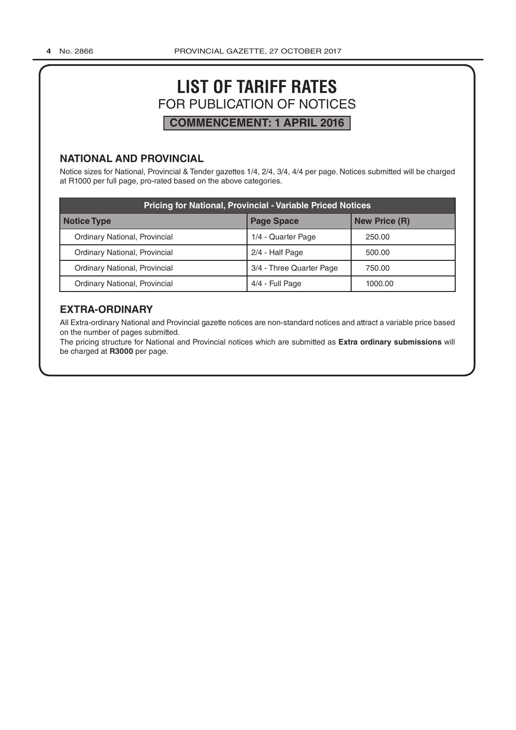# LIST OF TARIFF RATES

## FOR PUBLICATION OF NOTICES

**COMMENCEMENT: 1 APRIL 2016**

### NATIONAL AND PROVINCIAL

Notice sizes for National, Provincial & Tender gazettes 1/4, 2/4, 3/4, 4/4 per page. Notices submitted will be charged at R1000 per full page, pro-rated based on the above categories.

| Pricing for National, Provincial - Variable Priced Notices | | |
|---|---|---|
| **Notice Type** | **Page Space** | **New Price (R)** |
| Ordinary National, Provincial | 1/4 - Quarter Page | 250.00 |
| Ordinary National, Provincial | 2/4 - Half Page | 500.00 |
| Ordinary National, Provincial | 3/4 - Three Quarter Page | 750.00 |
| Ordinary National, Provincial | 4/4 - Full Page | 1000.00 |

### EXTRA-ORDINARY

All Extra-ordinary National and Provincial gazette notices are non-standard notices and attract a variable price based on the number of pages submitted.

The pricing structure for National and Provincial notices which are submitted as **Extra ordinary submissions** will be charged at **R3000** per page.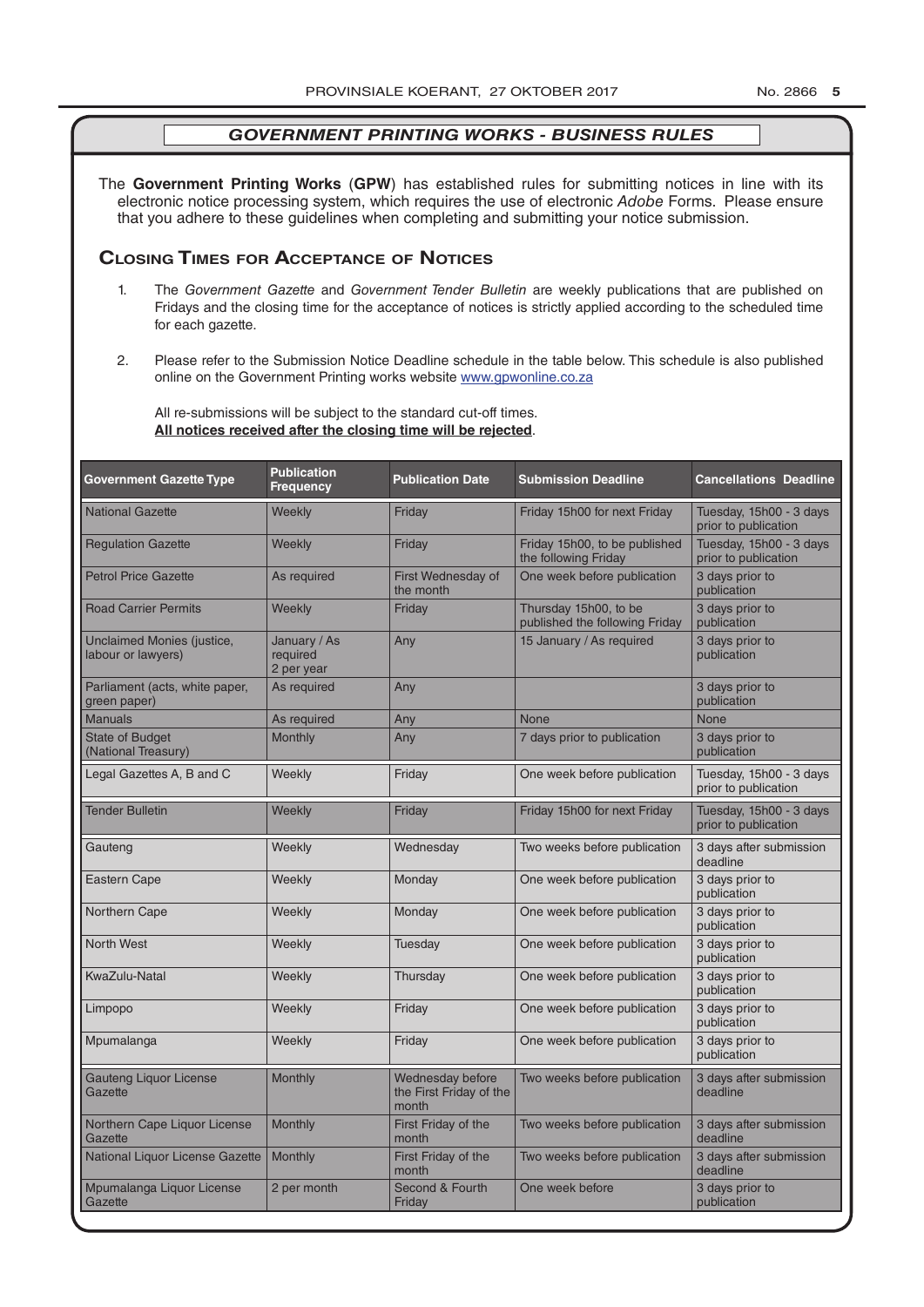## GOVERNMENT PRINTING WORKS - BUSINESS RULES

The **Government Printing Works** (**GPW**) has established rules for submitting notices in line with its electronic notice processing system, which requires the use of electronic *Adobe* Forms. Please ensure that you adhere to these guidelines when completing and submitting your notice submission.

### Closing Times for Acceptance of Notices

1. The *Government Gazette* and *Government Tender Bulletin* are weekly publications that are published on Fridays and the closing time for the acceptance of notices is strictly applied according to the scheduled time for each gazette.

2. Please refer to the Submission Notice Deadline schedule in the table below. This schedule is also published online on the Government Printing works website www.gpwonline.co.za

All re-submissions will be subject to the standard cut-off times.
**All notices received after the closing time will be rejected**.

| Government Gazette Type | Publication Frequency | Publication Date | Submission Deadline | Cancellations Deadline |
|---|---|---|---|---|
| National Gazette | Weekly | Friday | Friday 15h00 for next Friday | Tuesday, 15h00 - 3 days prior to publication |
| Regulation Gazette | Weekly | Friday | Friday 15h00, to be published the following Friday | Tuesday, 15h00 - 3 days prior to publication |
| Petrol Price Gazette | As required | First Wednesday of the month | One week before publication | 3 days prior to publication |
| Road Carrier Permits | Weekly | Friday | Thursday 15h00, to be published the following Friday | 3 days prior to publication |
| Unclaimed Monies (justice, labour or lawyers) | January / As required 2 per year | Any | 15 January / As required | 3 days prior to publication |
| Parliament (acts, white paper, green paper) | As required | Any | | 3 days prior to publication |
| Manuals | As required | Any | None | None |
| State of Budget (National Treasury) | Monthly | Any | 7 days prior to publication | 3 days prior to publication |
| Legal Gazettes A, B and C | Weekly | Friday | One week before publication | Tuesday, 15h00 - 3 days prior to publication |
| Tender Bulletin | Weekly | Friday | Friday 15h00 for next Friday | Tuesday, 15h00 - 3 days prior to publication |
| Gauteng | Weekly | Wednesday | Two weeks before publication | 3 days after submission deadline |
| Eastern Cape | Weekly | Monday | One week before publication | 3 days prior to publication |
| Northern Cape | Weekly | Monday | One week before publication | 3 days prior to publication |
| North West | Weekly | Tuesday | One week before publication | 3 days prior to publication |
| KwaZulu-Natal | Weekly | Thursday | One week before publication | 3 days prior to publication |
| Limpopo | Weekly | Friday | One week before publication | 3 days prior to publication |
| Mpumalanga | Weekly | Friday | One week before publication | 3 days prior to publication |
| Gauteng Liquor License Gazette | Monthly | Wednesday before the First Friday of the month | Two weeks before publication | 3 days after submission deadline |
| Northern Cape Liquor License Gazette | Monthly | First Friday of the month | Two weeks before publication | 3 days after submission deadline |
| National Liquor License Gazette | Monthly | First Friday of the month | Two weeks before publication | 3 days after submission deadline |
| Mpumalanga Liquor License Gazette | 2 per month | Second & Fourth Friday | One week before | 3 days prior to publication |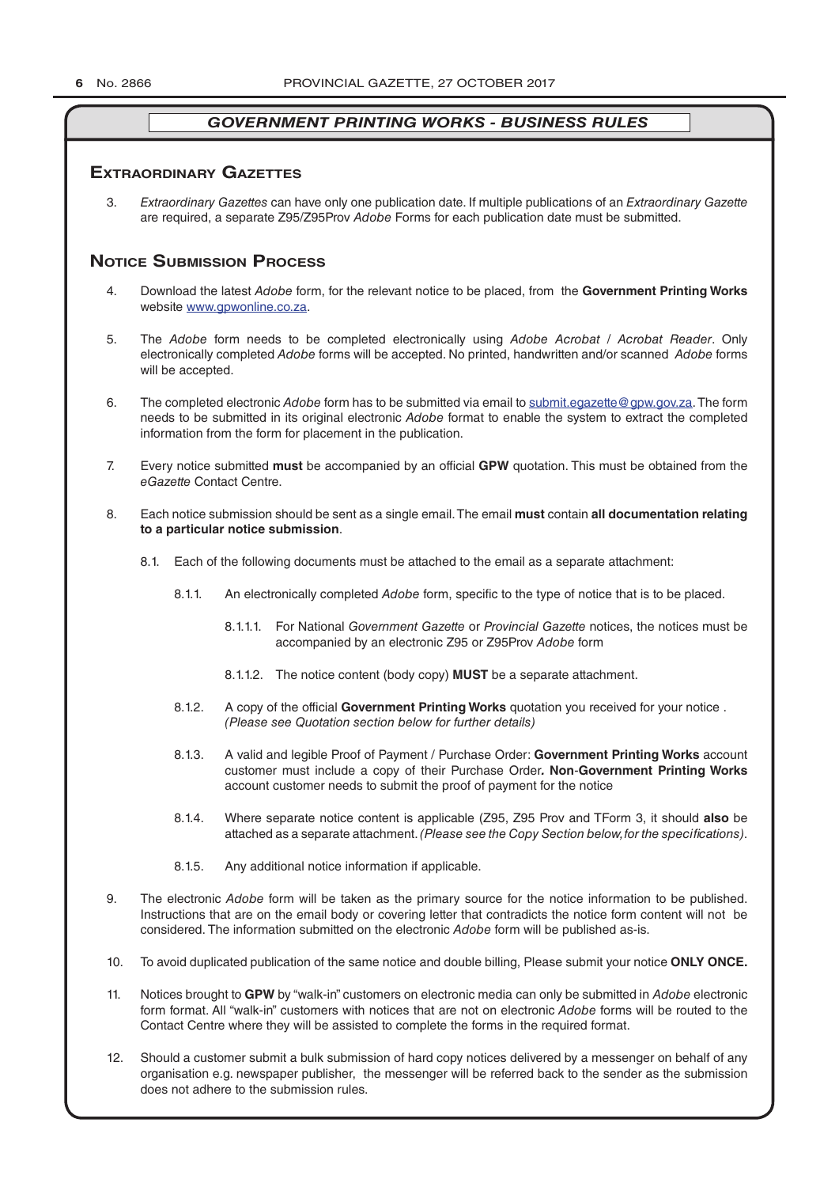## *GOVERNMENT PRINTING WORKS - BUSINESS RULES*

## Extraordinary Gazettes

3. *Extraordinary Gazettes* can have only one publication date. If multiple publications of an *Extraordinary Gazette* are required, a separate Z95/Z95Prov *Adobe* Forms for each publication date must be submitted.

## Notice Submission Process

4. Download the latest *Adobe* form, for the relevant notice to be placed, from the **Government Printing Works** website www.gpwonline.co.za.

5. The *Adobe* form needs to be completed electronically using *Adobe Acrobat* / *Acrobat Reader*. Only electronically completed *Adobe* forms will be accepted. No printed, handwritten and/or scanned *Adobe* forms will be accepted.

6. The completed electronic *Adobe* form has to be submitted via email to submit.egazette@gpw.gov.za. The form needs to be submitted in its original electronic *Adobe* format to enable the system to extract the completed information from the form for placement in the publication.

7. Every notice submitted **must** be accompanied by an official **GPW** quotation. This must be obtained from the *eGazette* Contact Centre.

8. Each notice submission should be sent as a single email. The email **must** contain **all documentation relating to a particular notice submission**.

   8.1. Each of the following documents must be attached to the email as a separate attachment:

      8.1.1. An electronically completed *Adobe* form, specific to the type of notice that is to be placed.

         8.1.1.1. For National *Government Gazette* or *Provincial Gazette* notices, the notices must be accompanied by an electronic Z95 or Z95Prov *Adobe* form

         8.1.1.2. The notice content (body copy) **MUST** be a separate attachment.

      8.1.2. A copy of the official **Government Printing Works** quotation you received for your notice . *(Please see Quotation section below for further details)*

      8.1.3. A valid and legible Proof of Payment / Purchase Order: **Government Printing Works** account customer must include a copy of their Purchase Order**. Non**-**Government Printing Works** account customer needs to submit the proof of payment for the notice

      8.1.4. Where separate notice content is applicable (Z95, Z95 Prov and TForm 3, it should **also** be attached as a separate attachment. *(Please see the Copy Section below, for the specifications)*.

      8.1.5. Any additional notice information if applicable.

9. The electronic *Adobe* form will be taken as the primary source for the notice information to be published. Instructions that are on the email body or covering letter that contradicts the notice form content will not be considered. The information submitted on the electronic *Adobe* form will be published as-is.

10. To avoid duplicated publication of the same notice and double billing, Please submit your notice **ONLY ONCE.**

11. Notices brought to **GPW** by "walk-in" customers on electronic media can only be submitted in *Adobe* electronic form format. All "walk-in" customers with notices that are not on electronic *Adobe* forms will be routed to the Contact Centre where they will be assisted to complete the forms in the required format.

12. Should a customer submit a bulk submission of hard copy notices delivered by a messenger on behalf of any organisation e.g. newspaper publisher, the messenger will be referred back to the sender as the submission does not adhere to the submission rules.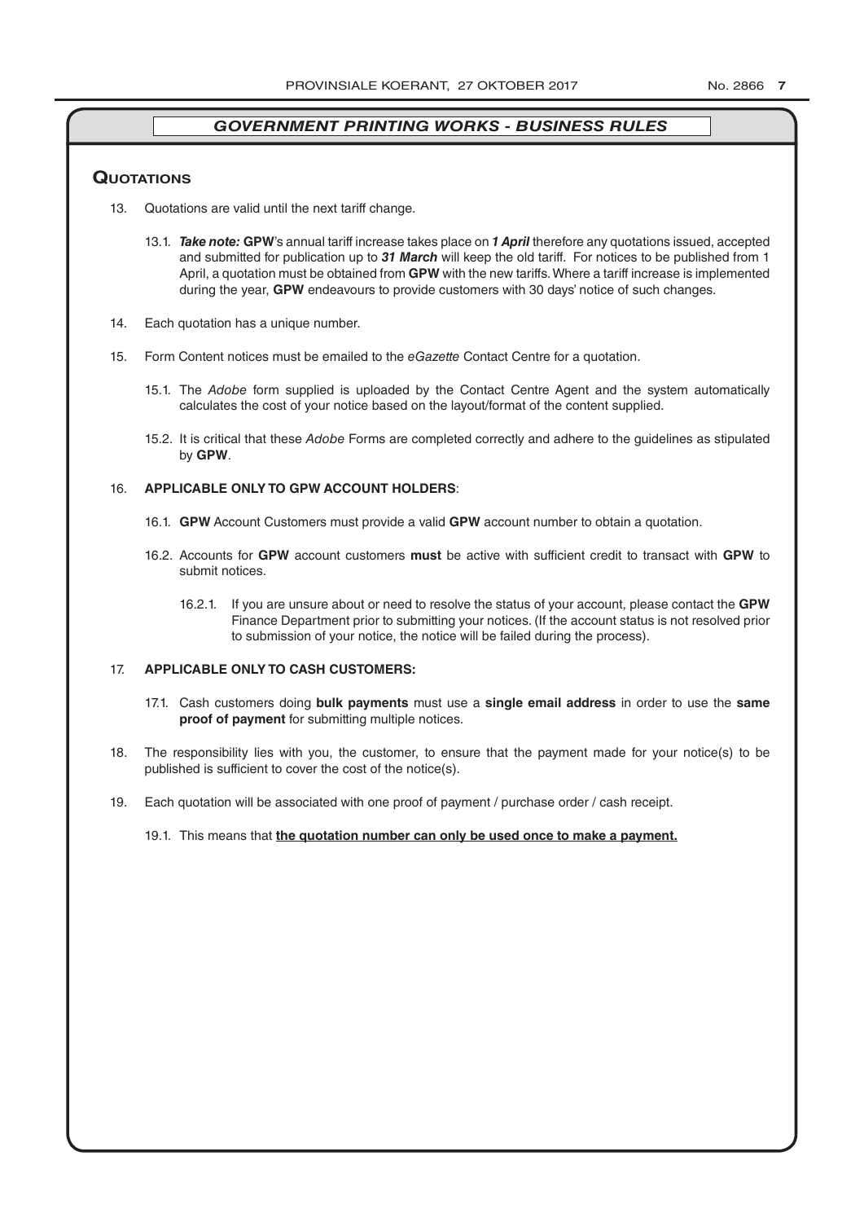## GOVERNMENT PRINTING WORKS - BUSINESS RULES

### Quotations

13. Quotations are valid until the next tariff change.

    13.1. ***Take note:*** **GPW**'s annual tariff increase takes place on ***1 April*** therefore any quotations issued, accepted and submitted for publication up to ***31 March*** will keep the old tariff. For notices to be published from 1 April, a quotation must be obtained from **GPW** with the new tariffs. Where a tariff increase is implemented during the year, **GPW** endeavours to provide customers with 30 days' notice of such changes.

14. Each quotation has a unique number.

15. Form Content notices must be emailed to the *eGazette* Contact Centre for a quotation.

    15.1. The *Adobe* form supplied is uploaded by the Contact Centre Agent and the system automatically calculates the cost of your notice based on the layout/format of the content supplied.

    15.2. It is critical that these *Adobe* Forms are completed correctly and adhere to the guidelines as stipulated by **GPW**.

16. **APPLICABLE ONLY TO GPW ACCOUNT HOLDERS**:

    16.1. **GPW** Account Customers must provide a valid **GPW** account number to obtain a quotation.

    16.2. Accounts for **GPW** account customers **must** be active with sufficient credit to transact with **GPW** to submit notices.

    16.2.1. If you are unsure about or need to resolve the status of your account, please contact the **GPW** Finance Department prior to submitting your notices. (If the account status is not resolved prior to submission of your notice, the notice will be failed during the process).

17. **APPLICABLE ONLY TO CASH CUSTOMERS:**

    17.1. Cash customers doing **bulk payments** must use a **single email address** in order to use the **same proof of payment** for submitting multiple notices.

18. The responsibility lies with you, the customer, to ensure that the payment made for your notice(s) to be published is sufficient to cover the cost of the notice(s).

19. Each quotation will be associated with one proof of payment / purchase order / cash receipt.

    19.1. This means that **<u>the quotation number can only be used once to make a payment.</u>**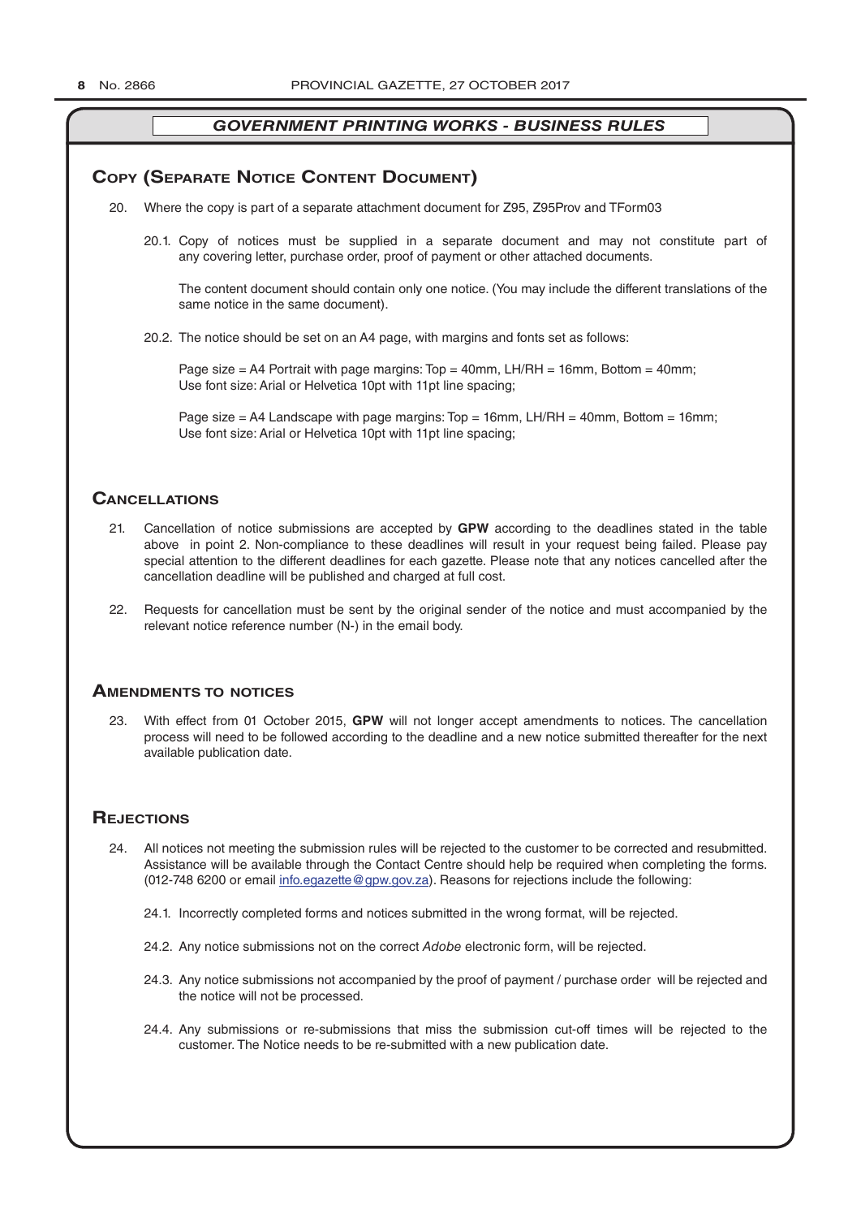## GOVERNMENT PRINTING WORKS - BUSINESS RULES

### Copy (Separate Notice Content Document)

20. Where the copy is part of a separate attachment document for Z95, Z95Prov and TForm03

    20.1. Copy of notices must be supplied in a separate document and may not constitute part of any covering letter, purchase order, proof of payment or other attached documents.

    The content document should contain only one notice. (You may include the different translations of the same notice in the same document).

    20.2. The notice should be set on an A4 page, with margins and fonts set as follows:

    Page size = A4 Portrait with page margins: Top = 40mm, LH/RH = 16mm, Bottom = 40mm;
    Use font size: Arial or Helvetica 10pt with 11pt line spacing;

    Page size = A4 Landscape with page margins: Top = 16mm, LH/RH = 40mm, Bottom = 16mm;
    Use font size: Arial or Helvetica 10pt with 11pt line spacing;

### Cancellations

21. Cancellation of notice submissions are accepted by **GPW** according to the deadlines stated in the table above in point 2. Non-compliance to these deadlines will result in your request being failed. Please pay special attention to the different deadlines for each gazette. Please note that any notices cancelled after the cancellation deadline will be published and charged at full cost.

22. Requests for cancellation must be sent by the original sender of the notice and must accompanied by the relevant notice reference number (N-) in the email body.

### Amendments to notices

23. With effect from 01 October 2015, **GPW** will not longer accept amendments to notices. The cancellation process will need to be followed according to the deadline and a new notice submitted thereafter for the next available publication date.

### Rejections

24. All notices not meeting the submission rules will be rejected to the customer to be corrected and resubmitted. Assistance will be available through the Contact Centre should help be required when completing the forms. (012-748 6200 or email info.egazette@gpw.gov.za). Reasons for rejections include the following:

    24.1. Incorrectly completed forms and notices submitted in the wrong format, will be rejected.

    24.2. Any notice submissions not on the correct *Adobe* electronic form, will be rejected.

    24.3. Any notice submissions not accompanied by the proof of payment / purchase order will be rejected and the notice will not be processed.

    24.4. Any submissions or re-submissions that miss the submission cut-off times will be rejected to the customer. The Notice needs to be re-submitted with a new publication date.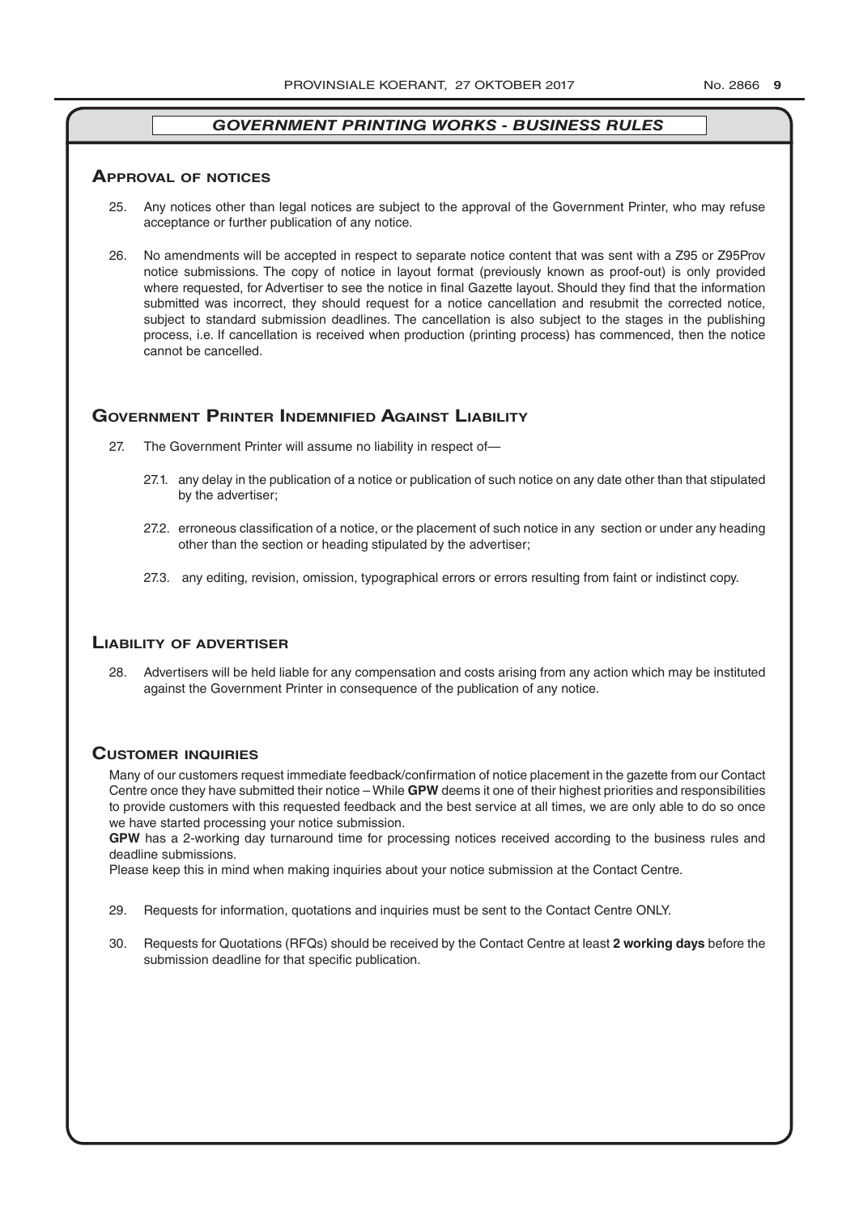## *GOVERNMENT PRINTING WORKS - BUSINESS RULES*

### Approval of notices

25. Any notices other than legal notices are subject to the approval of the Government Printer, who may refuse acceptance or further publication of any notice.

26. No amendments will be accepted in respect to separate notice content that was sent with a Z95 or Z95Prov notice submissions. The copy of notice in layout format (previously known as proof-out) is only provided where requested, for Advertiser to see the notice in final Gazette layout. Should they find that the information submitted was incorrect, they should request for a notice cancellation and resubmit the corrected notice, subject to standard submission deadlines. The cancellation is also subject to the stages in the publishing process, i.e. If cancellation is received when production (printing process) has commenced, then the notice cannot be cancelled.

### Government Printer Indemnified Against Liability

27. The Government Printer will assume no liability in respect of—

    27.1. any delay in the publication of a notice or publication of such notice on any date other than that stipulated by the advertiser;

    27.2. erroneous classification of a notice, or the placement of such notice in any section or under any heading other than the section or heading stipulated by the advertiser;

    27.3. any editing, revision, omission, typographical errors or errors resulting from faint or indistinct copy.

### Liability of advertiser

28. Advertisers will be held liable for any compensation and costs arising from any action which may be instituted against the Government Printer in consequence of the publication of any notice.

### Customer inquiries

Many of our customers request immediate feedback/confirmation of notice placement in the gazette from our Contact Centre once they have submitted their notice – While **GPW** deems it one of their highest priorities and responsibilities to provide customers with this requested feedback and the best service at all times, we are only able to do so once we have started processing your notice submission.

**GPW** has a 2-working day turnaround time for processing notices received according to the business rules and deadline submissions.

Please keep this in mind when making inquiries about your notice submission at the Contact Centre.

29. Requests for information, quotations and inquiries must be sent to the Contact Centre ONLY.

30. Requests for Quotations (RFQs) should be received by the Contact Centre at least **2 working days** before the submission deadline for that specific publication.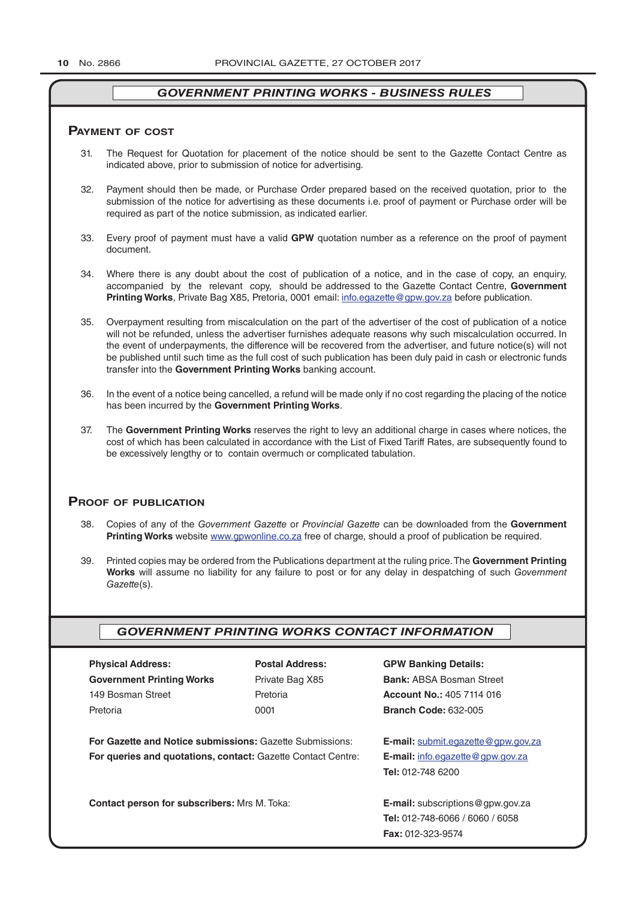## GOVERNMENT PRINTING WORKS - BUSINESS RULES

### Payment of cost

31. The Request for Quotation for placement of the notice should be sent to the Gazette Contact Centre as indicated above, prior to submission of notice for advertising.

32. Payment should then be made, or Purchase Order prepared based on the received quotation, prior to the submission of the notice for advertising as these documents i.e. proof of payment or Purchase order will be required as part of the notice submission, as indicated earlier.

33. Every proof of payment must have a valid **GPW** quotation number as a reference on the proof of payment document.

34. Where there is any doubt about the cost of publication of a notice, and in the case of copy, an enquiry, accompanied by the relevant copy, should be addressed to the Gazette Contact Centre, **Government Printing Works**, Private Bag X85, Pretoria, 0001 email: info.egazette@gpw.gov.za before publication.

35. Overpayment resulting from miscalculation on the part of the advertiser of the cost of publication of a notice will not be refunded, unless the advertiser furnishes adequate reasons why such miscalculation occurred. In the event of underpayments, the difference will be recovered from the advertiser, and future notice(s) will not be published until such time as the full cost of such publication has been duly paid in cash or electronic funds transfer into the **Government Printing Works** banking account.

36. In the event of a notice being cancelled, a refund will be made only if no cost regarding the placing of the notice has been incurred by the **Government Printing Works**.

37. The **Government Printing Works** reserves the right to levy an additional charge in cases where notices, the cost of which has been calculated in accordance with the List of Fixed Tariff Rates, are subsequently found to be excessively lengthy or to contain overmuch or complicated tabulation.

### Proof of publication

38. Copies of any of the *Government Gazette* or *Provincial Gazette* can be downloaded from the **Government Printing Works** website www.gpwonline.co.za free of charge, should a proof of publication be required.

39. Printed copies may be ordered from the Publications department at the ruling price. The **Government Printing Works** will assume no liability for any failure to post or for any delay in despatching of such *Government Gazette*(s).

## GOVERNMENT PRINTING WORKS CONTACT INFORMATION

**Physical Address:**
**Government Printing Works**
149 Bosman Street
Pretoria

**Postal Address:**
Private Bag X85
Pretoria
0001

**GPW Banking Details:**
**Bank:** ABSA Bosman Street
**Account No.:** 405 7114 016
**Branch Code:** 632-005

**For Gazette and Notice submissions:** Gazette Submissions: **E-mail:** submit.egazette@gpw.gov.za

**For queries and quotations, contact:** Gazette Contact Centre: **E-mail:** info.egazette@gpw.gov.za
**Tel:** 012-748 6200

**Contact person for subscribers:** Mrs M. Toka: **E-mail:** subscriptions@gpw.gov.za
**Tel:** 012-748-6066 / 6060 / 6058
**Fax:** 012-323-9574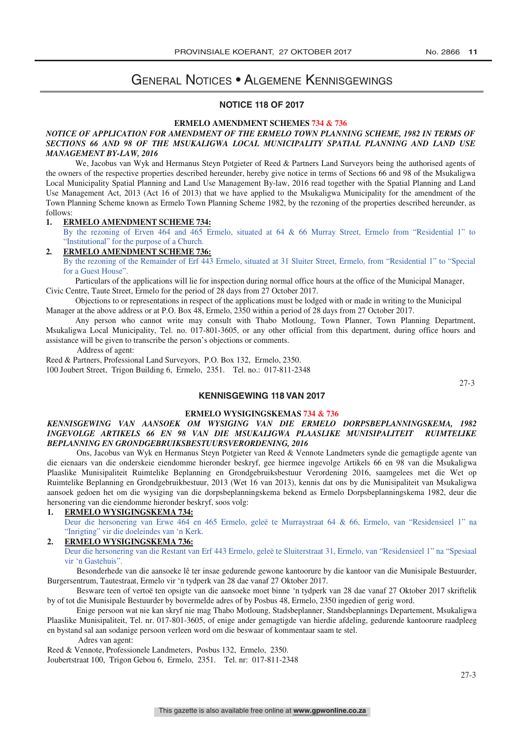# General Notices • Algemene Kennisgewings

## NOTICE 118 OF 2017

### ERMELO AMENDMENT SCHEMES 734 & 736

***NOTICE OF APPLICATION FOR AMENDMENT OF THE ERMELO TOWN PLANNING SCHEME, 1982 IN TERMS OF SECTIONS 66 AND 98 OF THE MSUKALIGWA LOCAL MUNICIPALITY SPATIAL PLANNING AND LAND USE MANAGEMENT BY-LAW, 2016***

We, Jacobus van Wyk and Hermanus Steyn Potgieter of Reed & Partners Land Surveyors being the authorised agents of the owners of the respective properties described hereunder, hereby give notice in terms of Sections 66 and 98 of the Msukaligwa Local Municipality Spatial Planning and Land Use Management By-law, 2016 read together with the Spatial Planning and Land Use Management Act, 2013 (Act 16 of 2013) that we have applied to the Msukaligwa Municipality for the amendment of the Town Planning Scheme known as Ermelo Town Planning Scheme 1982, by the rezoning of the properties described hereunder, as follows:

1. **ERMELO AMENDMENT SCHEME 734:**
   By the rezoning of Erven 464 and 465 Ermelo, situated at 64 & 66 Murray Street, Ermelo from "Residential 1" to "Institutional" for the purpose of a Church.
2. **ERMELO AMENDMENT SCHEME 736:**
   By the rezoning of the Remainder of Erf 443 Ermelo, situated at 31 Sluiter Street, Ermelo, from "Residential 1" to "Special for a Guest House".

Particulars of the applications will lie for inspection during normal office hours at the office of the Municipal Manager, Civic Centre, Taute Street, Ermelo for the period of 28 days from 27 October 2017.

Objections to or representations in respect of the applications must be lodged with or made in writing to the Municipal Manager at the above address or at P.O. Box 48, Ermelo, 2350 within a period of 28 days from 27 October 2017.

Any person who cannot write may consult with Thabo Motloung, Town Planner, Town Planning Department, Msukaligwa Local Municipality, Tel. no. 017-801-3605, or any other official from this department, during office hours and assistance will be given to transcribe the person's objections or comments.

Address of agent:

Reed & Partners, Professional Land Surveyors, P.O. Box 132, Ermelo, 2350.
100 Joubert Street, Trigon Building 6, Ermelo, 2351. Tel. no.: 017-811-2348

27-3

## KENNISGEWING 118 VAN 2017

### ERMELO WYSIGINGSKEMAS 734 & 736

***KENNISGEWING VAN AANSOEK OM WYSIGING VAN DIE ERMELO DORPSBEPLANNINGSKEMA, 1982 INGEVOLGE ARTIKELS 66 EN 98 VAN DIE MSUKALIGWA PLAASLIKE MUNISIPALITEIT RUIMTELIKE BEPLANNING EN GRONDGEBRUIKSBESTUURSVERORDENING, 2016***

Ons, Jacobus van Wyk en Hermanus Steyn Potgieter van Reed & Vennote Landmeters synde die gemagtigde agente van die eienaars van die onderskeie eiendomme hieronder beskryf, gee hiermee ingevolge Artikels 66 en 98 van die Msukaligwa Plaaslike Munisipaliteit Ruimtelike Beplanning en Grondgebruiksbestuur Verordening 2016, saamgelees met die Wet op Ruimtelike Beplanning en Grondgebruikbestuur, 2013 (Wet 16 van 2013), kennis dat ons by die Munisipaliteit van Msukaligwa aansoek gedoen het om die wysiging van die dorpsbeplanningskema bekend as Ermelo Dorpsbeplanningskema 1982, deur die hersonering van die eiendomme hieronder beskryf, soos volg:

1. **ERMELO WYSIGINGSKEMA 734:**
   Deur die hersonering van Erwe 464 en 465 Ermelo, geleë te Murraystraat 64 & 66, Ermelo, van "Residensieel 1" na "Inrigting" vir die doeleindes van 'n Kerk.
2. **ERMELO WYSIGINGSKEMA 736:**
   Deur die hersonering van die Restant van Erf 443 Ermelo, geleë te Sluiterstraat 31, Ermelo, van "Residensieel 1" na "Spesiaal vir 'n Gastehuis".

Besonderhede van die aansoeke lê ter insae gedurende gewone kantoorure by die kantoor van die Munisipale Bestuurder, Burgersentrum, Tautestraat, Ermelo vir 'n tydperk van 28 dae vanaf 27 Oktober 2017.

Besware teen of vertoë ten opsigte van die aansoeke moet binne 'n tydperk van 28 dae vanaf 27 Oktober 2017 skriftelik by of tot die Munisipale Bestuurder by bovermelde adres of by Posbus 48, Ermelo, 2350 ingedien of gerig word.

Enige persoon wat nie kan skryf nie mag Thabo Motloung, Stadsbeplanner, Standsbeplannings Departement, Msukaligwa Plaaslike Munisipaliteit, Tel. nr. 017-801-3605, of enige ander gemagtigde van hierdie afdeling, gedurende kantoorure raadpleeg en bystand sal aan sodanige persoon verleen word om die beswaar of kommentaar saam te stel.

Adres van agent:

Reed & Vennote, Professionele Landmeters, Posbus 132, Ermelo, 2350.
Joubertstraat 100, Trigon Gebou 6, Ermelo, 2351. Tel. nr: 017-811-2348

27-3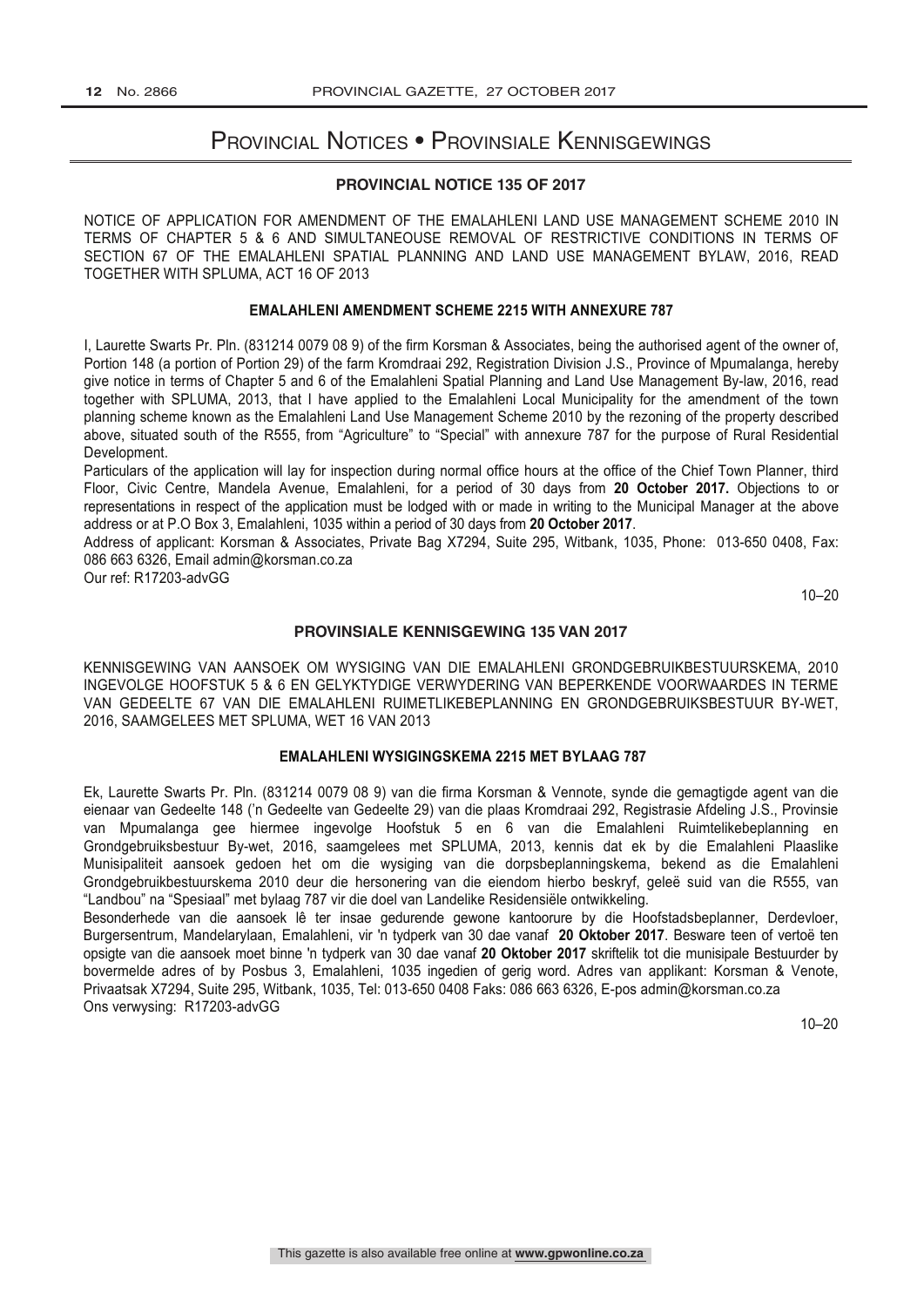# Provincial Notices • Provinsiale Kennisgewings

## PROVINCIAL NOTICE 135 OF 2017

NOTICE OF APPLICATION FOR AMENDMENT OF THE EMALAHLENI LAND USE MANAGEMENT SCHEME 2010 IN TERMS OF CHAPTER 5 & 6 AND SIMULTANEOUSE REMOVAL OF RESTRICTIVE CONDITIONS IN TERMS OF SECTION 67 OF THE EMALAHLENI SPATIAL PLANNING AND LAND USE MANAGEMENT BYLAW, 2016, READ TOGETHER WITH SPLUMA, ACT 16 OF 2013

### EMALAHLENI AMENDMENT SCHEME 2215 WITH ANNEXURE 787

I, Laurette Swarts Pr. Pln. (831214 0079 08 9) of the firm Korsman & Associates, being the authorised agent of the owner of, Portion 148 (a portion of Portion 29) of the farm Kromdraai 292, Registration Division J.S., Province of Mpumalanga, hereby give notice in terms of Chapter 5 and 6 of the Emalahleni Spatial Planning and Land Use Management By-law, 2016, read together with SPLUMA, 2013, that I have applied to the Emalahleni Local Municipality for the amendment of the town planning scheme known as the Emalahleni Land Use Management Scheme 2010 by the rezoning of the property described above, situated south of the R555, from "Agriculture" to "Special" with annexure 787 for the purpose of Rural Residential Development.

Particulars of the application will lay for inspection during normal office hours at the office of the Chief Town Planner, third Floor, Civic Centre, Mandela Avenue, Emalahleni, for a period of 30 days from **20 October 2017.** Objections to or representations in respect of the application must be lodged with or made in writing to the Municipal Manager at the above address or at P.O Box 3, Emalahleni, 1035 within a period of 30 days from **20 October 2017**.

Address of applicant: Korsman & Associates, Private Bag X7294, Suite 295, Witbank, 1035, Phone: 013-650 0408, Fax: 086 663 6326, Email admin@korsman.co.za

Our ref: R17203-advGG

10–20

## PROVINSIALE KENNISGEWING 135 VAN 2017

KENNISGEWING VAN AANSOEK OM WYSIGING VAN DIE EMALAHLENI GRONDGEBRUIKBESTUURSKEMA, 2010 INGEVOLGE HOOFSTUK 5 & 6 EN GELYKTYDIGE VERWYDERING VAN BEPERKENDE VOORWAARDES IN TERME VAN GEDEELTE 67 VAN DIE EMALAHLENI RUIMETLIKEBEPLANNING EN GRONDGEBRUIKSBESTUUR BY-WET, 2016, SAAMGELEES MET SPLUMA, WET 16 VAN 2013

### EMALAHLENI WYSIGINGSKEMA 2215 MET BYLAAG 787

Ek, Laurette Swarts Pr. Pln. (831214 0079 08 9) van die firma Korsman & Vennote, synde die gemagtigde agent van die eienaar van Gedeelte 148 ('n Gedeelte van Gedeelte 29) van die plaas Kromdraai 292, Registrasie Afdeling J.S., Provinsie van Mpumalanga gee hiermee ingevolge Hoofstuk 5 en 6 van die Emalahleni Ruimtelikebeplanning en Grondgebruiksbestuur By-wet, 2016, saamgelees met SPLUMA, 2013, kennis dat ek by die Emalahleni Plaaslike Munisipaliteit aansoek gedoen het om die wysiging van die dorpsbeplanningskema, bekend as die Emalahleni Grondgebruikbestuurskema 2010 deur die hersonering van die eiendom hierbo beskryf, geleë suid van die R555, van "Landbou" na "Spesiaal" met bylaag 787 vir die doel van Landelike Residensiële ontwikkeling.

Besonderhede van die aansoek lê ter insae gedurende gewone kantoorure by die Hoofstadsbeplanner, Derdevloer, Burgersentrum, Mandelarylaan, Emalahleni, vir 'n tydperk van 30 dae vanaf **20 Oktober 2017**. Besware teen of vertoë ten opsigte van die aansoek moet binne 'n tydperk van 30 dae vanaf **20 Oktober 2017** skriftelik tot die munisipale Bestuurder by bovermelde adres of by Posbus 3, Emalahleni, 1035 ingedien of gerig word. Adres van applikant: Korsman & Venote, Privaatsak X7294, Suite 295, Witbank, 1035, Tel: 013-650 0408 Faks: 086 663 6326, E-pos admin@korsman.co.za

Ons verwysing: R17203-advGG

10–20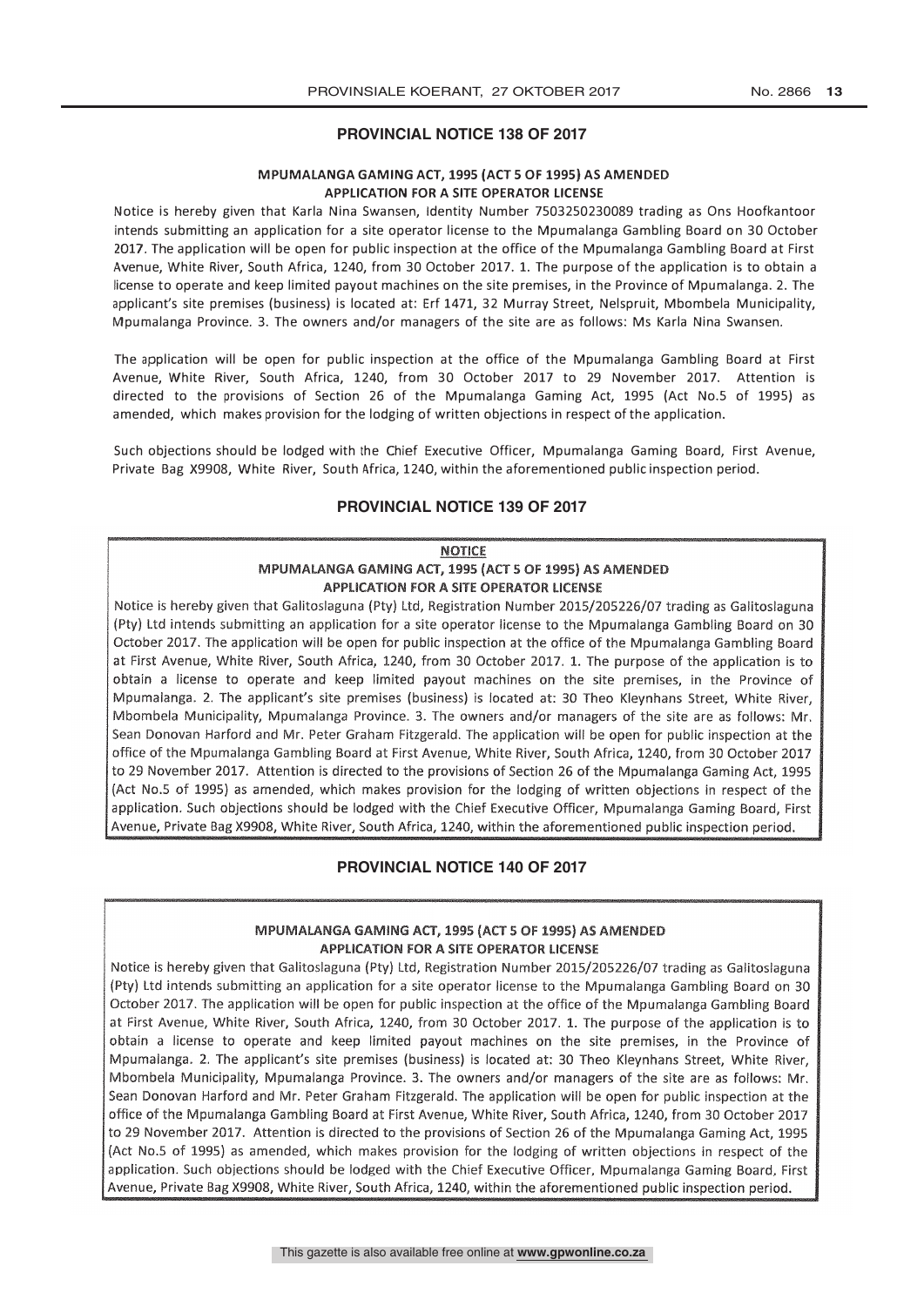## PROVINCIAL NOTICE 138 OF 2017

### MPUMALANGA GAMING ACT, 1995 (ACT 5 OF 1995) AS AMENDED
### APPLICATION FOR A SITE OPERATOR LICENSE

Notice is hereby given that Karla Nina Swansen, Identity Number 7503250230089 trading as Ons Hoofkantoor intends submitting an application for a site operator license to the Mpumalanga Gambling Board on 30 October 2017. The application will be open for public inspection at the office of the Mpumalanga Gambling Board at First Avenue, White River, South Africa, 1240, from 30 October 2017. 1. The purpose of the application is to obtain a license to operate and keep limited payout machines on the site premises, in the Province of Mpumalanga. 2. The applicant's site premises (business) is located at: Erf 1471, 32 Murray Street, Nelspruit, Mbombela Municipality, Mpumalanga Province. 3. The owners and/or managers of the site are as follows: Ms Karla Nina Swansen.

The application will be open for public inspection at the office of the Mpumalanga Gambling Board at First Avenue, White River, South Africa, 1240, from 30 October 2017 to 29 November 2017. Attention is directed to the provisions of Section 26 of the Mpumalanga Gaming Act, 1995 (Act No.5 of 1995) as amended, which makes provision for the lodging of written objections in respect of the application.

Such objections should be lodged with the Chief Executive Officer, Mpumalanga Gaming Board, First Avenue, Private Bag X9908, White River, South Africa, 1240, within the aforementioned public inspection period.

## PROVINCIAL NOTICE 139 OF 2017

### NOTICE
### MPUMALANGA GAMING ACT, 1995 (ACT 5 OF 1995) AS AMENDED
### APPLICATION FOR A SITE OPERATOR LICENSE

Notice is hereby given that Galitoslaguna (Pty) Ltd, Registration Number 2015/205226/07 trading as Galitoslaguna (Pty) Ltd intends submitting an application for a site operator license to the Mpumalanga Gambling Board on 30 October 2017. The application will be open for public inspection at the office of the Mpumalanga Gambling Board at First Avenue, White River, South Africa, 1240, from 30 October 2017. 1. The purpose of the application is to obtain a license to operate and keep limited payout machines on the site premises, in the Province of Mpumalanga. 2. The applicant's site premises (business) is located at: 30 Theo Kleynhans Street, White River, Mbombela Municipality, Mpumalanga Province. 3. The owners and/or managers of the site are as follows: Mr. Sean Donovan Harford and Mr. Peter Graham Fitzgerald. The application will be open for public inspection at the office of the Mpumalanga Gambling Board at First Avenue, White River, South Africa, 1240, from 30 October 2017 to 29 November 2017. Attention is directed to the provisions of Section 26 of the Mpumalanga Gaming Act, 1995 (Act No.5 of 1995) as amended, which makes provision for the lodging of written objections in respect of the application. Such objections should be lodged with the Chief Executive Officer, Mpumalanga Gaming Board, First Avenue, Private Bag X9908, White River, South Africa, 1240, within the aforementioned public inspection period.

## PROVINCIAL NOTICE 140 OF 2017

### MPUMALANGA GAMING ACT, 1995 (ACT 5 OF 1995) AS AMENDED
### APPLICATION FOR A SITE OPERATOR LICENSE

Notice is hereby given that Galitoslaguna (Pty) Ltd, Registration Number 2015/205226/07 trading as Galitoslaguna (Pty) Ltd intends submitting an application for a site operator license to the Mpumalanga Gambling Board on 30 October 2017. The application will be open for public inspection at the office of the Mpumalanga Gambling Board at First Avenue, White River, South Africa, 1240, from 30 October 2017. 1. The purpose of the application is to obtain a license to operate and keep limited payout machines on the site premises, in the Province of Mpumalanga. 2. The applicant's site premises (business) is located at: 30 Theo Kleynhans Street, White River, Mbombela Municipality, Mpumalanga Province. 3. The owners and/or managers of the site are as follows: Mr. Sean Donovan Harford and Mr. Peter Graham Fitzgerald. The application will be open for public inspection at the office of the Mpumalanga Gambling Board at First Avenue, White River, South Africa, 1240, from 30 October 2017 to 29 November 2017. Attention is directed to the provisions of Section 26 of the Mpumalanga Gaming Act, 1995 (Act No.5 of 1995) as amended, which makes provision for the lodging of written objections in respect of the application. Such objections should be lodged with the Chief Executive Officer, Mpumalanga Gaming Board, First Avenue, Private Bag X9908, White River, South Africa, 1240, within the aforementioned public inspection period.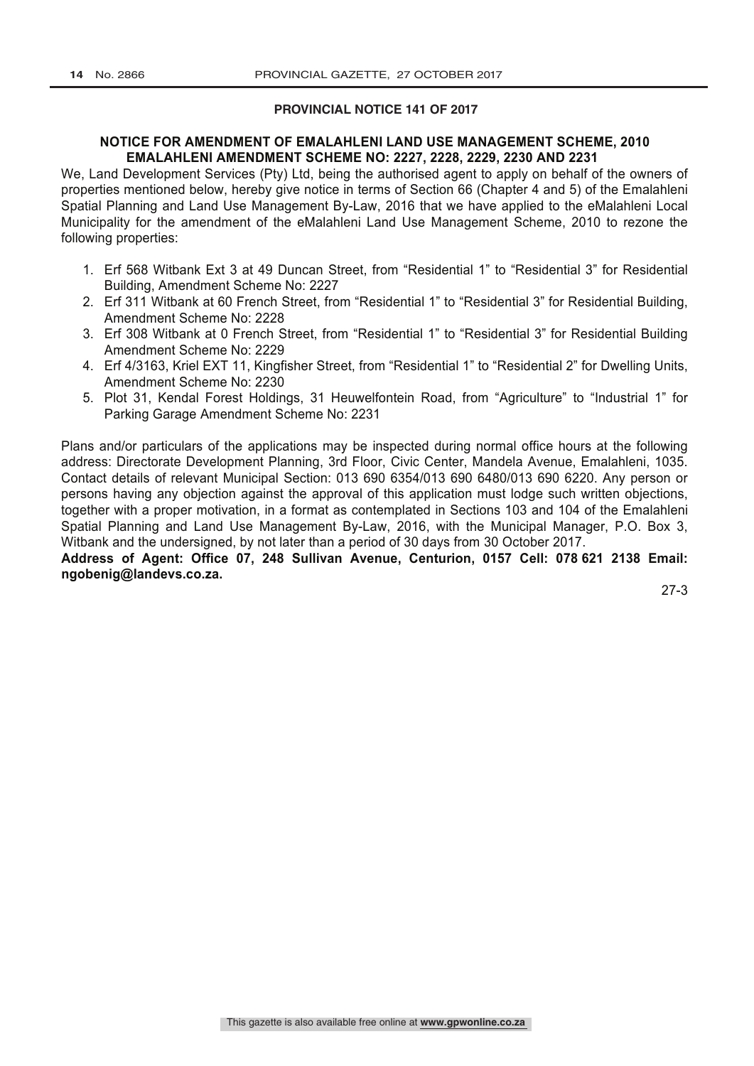## PROVINCIAL NOTICE 141 OF 2017

### NOTICE FOR AMENDMENT OF EMALAHLENI LAND USE MANAGEMENT SCHEME, 2010 EMALAHLENI AMENDMENT SCHEME NO: 2227, 2228, 2229, 2230 AND 2231

We, Land Development Services (Pty) Ltd, being the authorised agent to apply on behalf of the owners of properties mentioned below, hereby give notice in terms of Section 66 (Chapter 4 and 5) of the Emalahleni Spatial Planning and Land Use Management By-Law, 2016 that we have applied to the eMalahleni Local Municipality for the amendment of the eMalahleni Land Use Management Scheme, 2010 to rezone the following properties:

1. Erf 568 Witbank Ext 3 at 49 Duncan Street, from "Residential 1" to "Residential 3" for Residential Building, Amendment Scheme No: 2227
2. Erf 311 Witbank at 60 French Street, from "Residential 1" to "Residential 3" for Residential Building, Amendment Scheme No: 2228
3. Erf 308 Witbank at 0 French Street, from "Residential 1" to "Residential 3" for Residential Building Amendment Scheme No: 2229
4. Erf 4/3163, Kriel EXT 11, Kingfisher Street, from "Residential 1" to "Residential 2" for Dwelling Units, Amendment Scheme No: 2230
5. Plot 31, Kendal Forest Holdings, 31 Heuwelfontein Road, from "Agriculture" to "Industrial 1" for Parking Garage Amendment Scheme No: 2231

Plans and/or particulars of the applications may be inspected during normal office hours at the following address: Directorate Development Planning, 3rd Floor, Civic Center, Mandela Avenue, Emalahleni, 1035. Contact details of relevant Municipal Section: 013 690 6354/013 690 6480/013 690 6220. Any person or persons having any objection against the approval of this application must lodge such written objections, together with a proper motivation, in a format as contemplated in Sections 103 and 104 of the Emalahleni Spatial Planning and Land Use Management By-Law, 2016, with the Municipal Manager, P.O. Box 3, Witbank and the undersigned, by not later than a period of 30 days from 30 October 2017.

**Address of Agent: Office 07, 248 Sullivan Avenue, Centurion, 0157 Cell: 078 621 2138 Email: ngobenig@landevs.co.za.**

27-3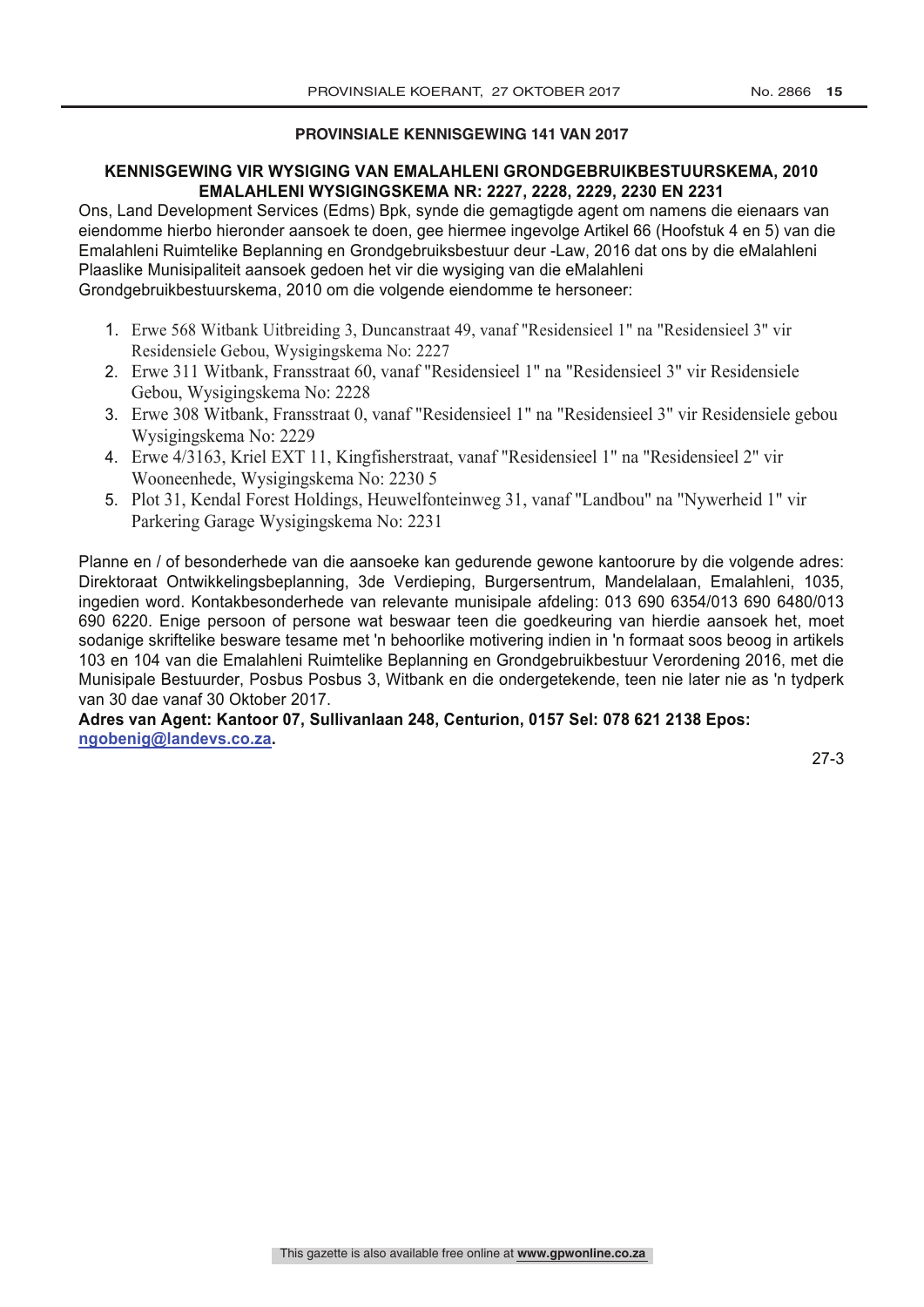### PROVINSIALE KENNISGEWING 141 VAN 2017

### KENNISGEWING VIR WYSIGING VAN EMALAHLENI GRONDGEBRUIKBESTUURSKEMA, 2010 EMALAHLENI WYSIGINGSKEMA NR: 2227, 2228, 2229, 2230 EN 2231

Ons, Land Development Services (Edms) Bpk, synde die gemagtigde agent om namens die eienaars van eiendomme hierbo hieronder aansoek te doen, gee hiermee ingevolge Artikel 66 (Hoofstuk 4 en 5) van die Emalahleni Ruimtelike Beplanning en Grondgebruiksbestuur deur -Law, 2016 dat ons by die eMalahleni Plaaslike Munisipaliteit aansoek gedoen het vir die wysiging van die eMalahleni Grondgebruikbestuurskema, 2010 om die volgende eiendomme te hersoneer:

1. Erwe 568 Witbank Uitbreiding 3, Duncanstraat 49, vanaf "Residensieel 1" na "Residensieel 3" vir Residensiele Gebou, Wysigingskema No: 2227
2. Erwe 311 Witbank, Fransstraat 60, vanaf "Residensieel 1" na "Residensieel 3" vir Residensiele Gebou, Wysigingskema No: 2228
3. Erwe 308 Witbank, Fransstraat 0, vanaf "Residensieel 1" na "Residensieel 3" vir Residensiele gebou Wysigingskema No: 2229
4. Erwe 4/3163, Kriel EXT 11, Kingfisherstraat, vanaf "Residensieel 1" na "Residensieel 2" vir Wooneenhede, Wysigingskema No: 2230 5
5. Plot 31, Kendal Forest Holdings, Heuwelfonteinweg 31, vanaf "Landbou" na "Nywerheid 1" vir Parkering Garage Wysigingskema No: 2231

Planne en / of besonderhede van die aansoeke kan gedurende gewone kantoorure by die volgende adres: Direktoraat Ontwikkelingsbeplanning, 3de Verdieping, Burgersentrum, Mandelalaan, Emalahleni, 1035, ingedien word. Kontakbesonderhede van relevante munisipale afdeling: 013 690 6354/013 690 6480/013 690 6220. Enige persoon of persone wat beswaar teen die goedkeuring van hierdie aansoek het, moet sodanige skriftelike besware tesame met 'n behoorlike motivering indien in 'n formaat soos beoog in artikels 103 en 104 van die Emalahleni Ruimtelike Beplanning en Grondgebruikbestuur Verordening 2016, met die Munisipale Bestuurder, Posbus Posbus 3, Witbank en die ondergetekende, teen nie later nie as 'n tydperk van 30 dae vanaf 30 Oktober 2017.

**Adres van Agent: Kantoor 07, Sullivanlaan 248, Centurion, 0157 Sel: 078 621 2138 Epos: ngobenig@landevs.co.za.**

27-3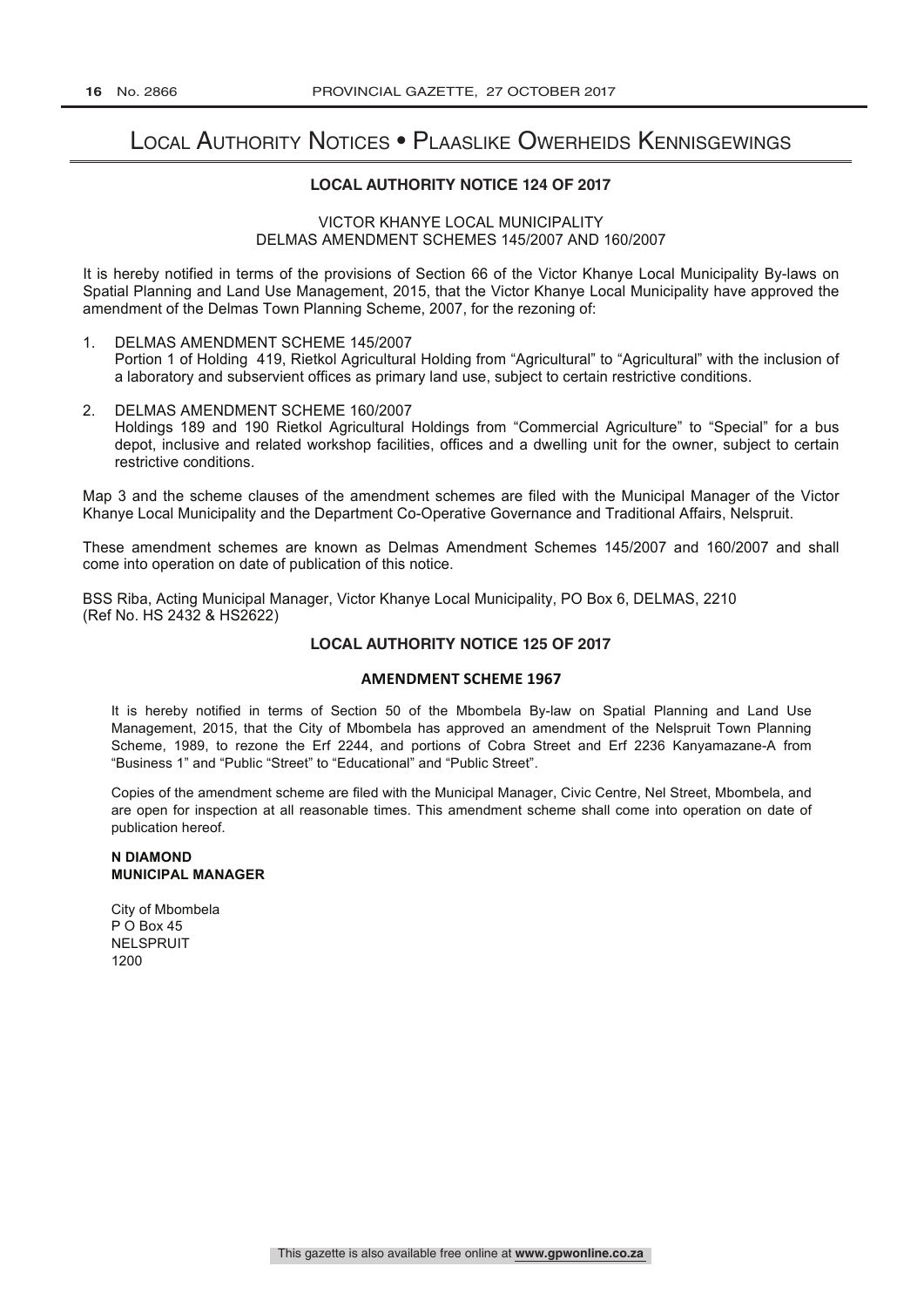# Local Authority Notices • Plaaslike Owerheids Kennisgewings

## LOCAL AUTHORITY NOTICE 124 OF 2017

VICTOR KHANYE LOCAL MUNICIPALITY
DELMAS AMENDMENT SCHEMES 145/2007 AND 160/2007

It is hereby notified in terms of the provisions of Section 66 of the Victor Khanye Local Municipality By-laws on Spatial Planning and Land Use Management, 2015, that the Victor Khanye Local Municipality have approved the amendment of the Delmas Town Planning Scheme, 2007, for the rezoning of:

1. DELMAS AMENDMENT SCHEME 145/2007
   Portion 1 of Holding 419, Rietkol Agricultural Holding from "Agricultural" to "Agricultural" with the inclusion of a laboratory and subservient offices as primary land use, subject to certain restrictive conditions.

2. DELMAS AMENDMENT SCHEME 160/2007
   Holdings 189 and 190 Rietkol Agricultural Holdings from "Commercial Agriculture" to "Special" for a bus depot, inclusive and related workshop facilities, offices and a dwelling unit for the owner, subject to certain restrictive conditions.

Map 3 and the scheme clauses of the amendment schemes are filed with the Municipal Manager of the Victor Khanye Local Municipality and the Department Co-Operative Governance and Traditional Affairs, Nelspruit.

These amendment schemes are known as Delmas Amendment Schemes 145/2007 and 160/2007 and shall come into operation on date of publication of this notice.

BSS Riba, Acting Municipal Manager, Victor Khanye Local Municipality, PO Box 6, DELMAS, 2210
(Ref No. HS 2432 & HS2622)

## LOCAL AUTHORITY NOTICE 125 OF 2017

### AMENDMENT SCHEME 1967

It is hereby notified in terms of Section 50 of the Mbombela By-law on Spatial Planning and Land Use Management, 2015, that the City of Mbombela has approved an amendment of the Nelspruit Town Planning Scheme, 1989, to rezone the Erf 2244, and portions of Cobra Street and Erf 2236 Kanyamazane-A from "Business 1" and "Public "Street" to "Educational" and "Public Street".

Copies of the amendment scheme are filed with the Municipal Manager, Civic Centre, Nel Street, Mbombela, and are open for inspection at all reasonable times. This amendment scheme shall come into operation on date of publication hereof.

**N DIAMOND**
**MUNICIPAL MANAGER**

City of Mbombela
P O Box 45
NELSPRUIT
1200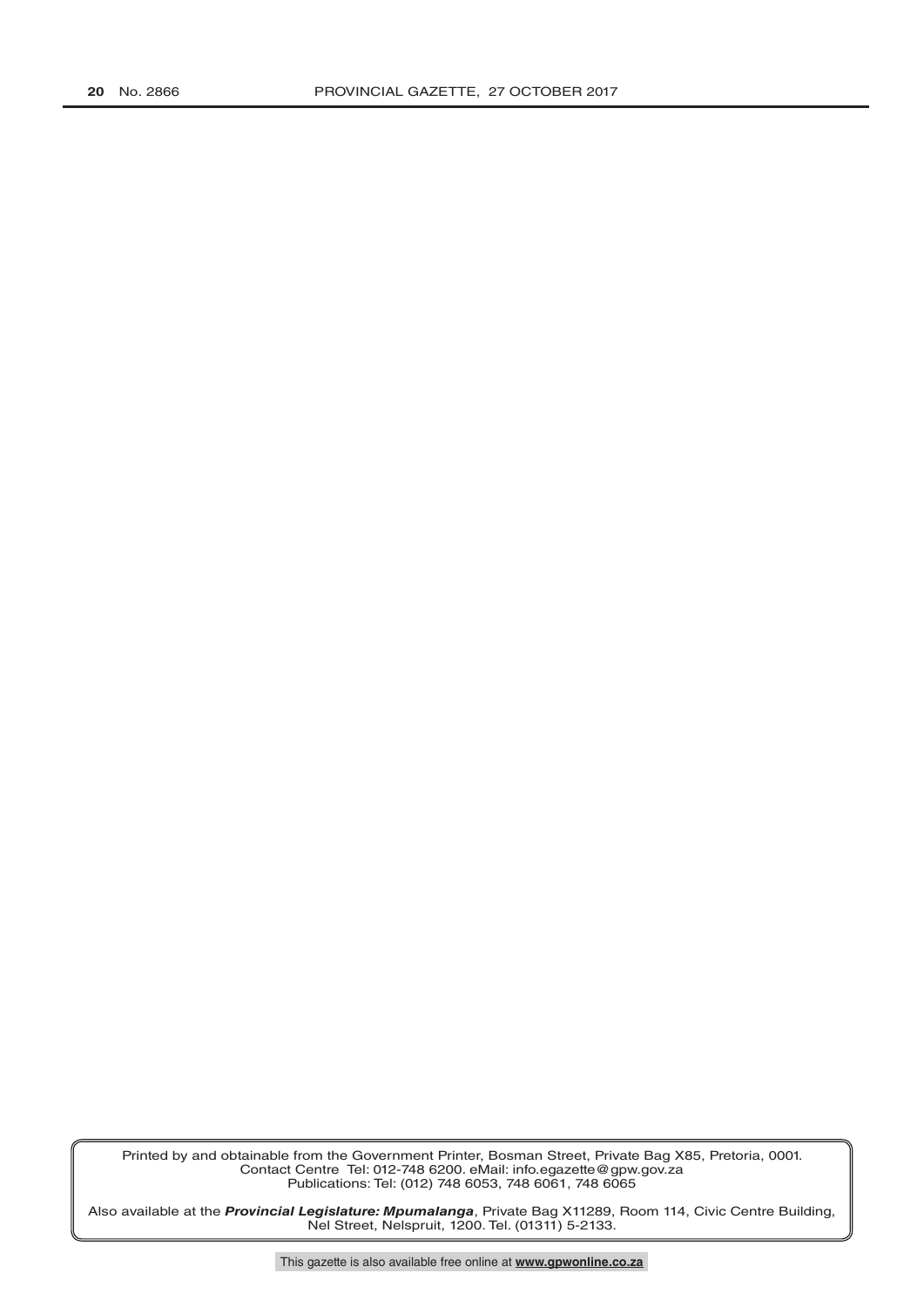Printed by and obtainable from the Government Printer, Bosman Street, Private Bag X85, Pretoria, 0001.
Contact Centre Tel: 012-748 6200. eMail: info.egazette@gpw.gov.za
Publications: Tel: (012) 748 6053, 748 6061, 748 6065

Also available at the ***Provincial Legislature: Mpumalanga***, Private Bag X11289, Room 114, Civic Centre Building, Nel Street, Nelspruit, 1200. Tel. (01311) 5-2133.

This gazette is also available free online at **www.gpwonline.co.za**